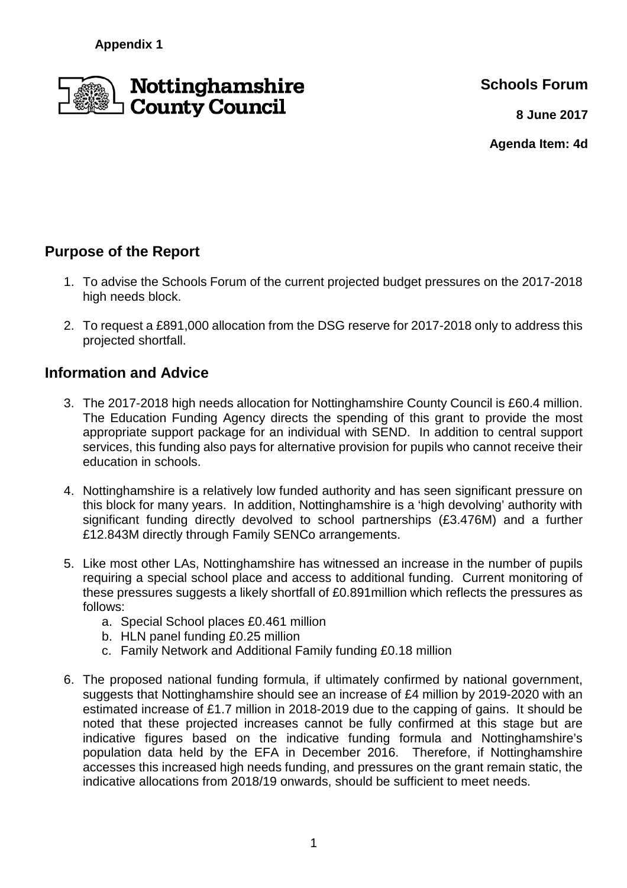**Appendix 1**

Nottinghamshire County Council

**Schools Forum**

**8 June 2017**

**Agenda Item: 4d**

## Purpose of the Report

1. To advise the Schools Forum of the current projected budget pressures on the 2017-2018 high needs block.

2. To request a £891,000 allocation from the DSG reserve for 2017-2018 only to address this projected shortfall.

## Information and Advice

3. The 2017-2018 high needs allocation for Nottinghamshire County Council is £60.4 million. The Education Funding Agency directs the spending of this grant to provide the most appropriate support package for an individual with SEND. In addition to central support services, this funding also pays for alternative provision for pupils who cannot receive their education in schools.

4. Nottinghamshire is a relatively low funded authority and has seen significant pressure on this block for many years. In addition, Nottinghamshire is a 'high devolving' authority with significant funding directly devolved to school partnerships (£3.476M) and a further £12.843M directly through Family SENCo arrangements.

5. Like most other LAs, Nottinghamshire has witnessed an increase in the number of pupils requiring a special school place and access to additional funding. Current monitoring of these pressures suggests a likely shortfall of £0.891million which reflects the pressures as follows:
   a. Special School places £0.461 million
   b. HLN panel funding £0.25 million
   c. Family Network and Additional Family funding £0.18 million

6. The proposed national funding formula, if ultimately confirmed by national government, suggests that Nottinghamshire should see an increase of £4 million by 2019-2020 with an estimated increase of £1.7 million in 2018-2019 due to the capping of gains. It should be noted that these projected increases cannot be fully confirmed at this stage but are indicative figures based on the indicative funding formula and Nottinghamshire's population data held by the EFA in December 2016. Therefore, if Nottinghamshire accesses this increased high needs funding, and pressures on the grant remain static, the indicative allocations from 2018/19 onwards, should be sufficient to meet needs.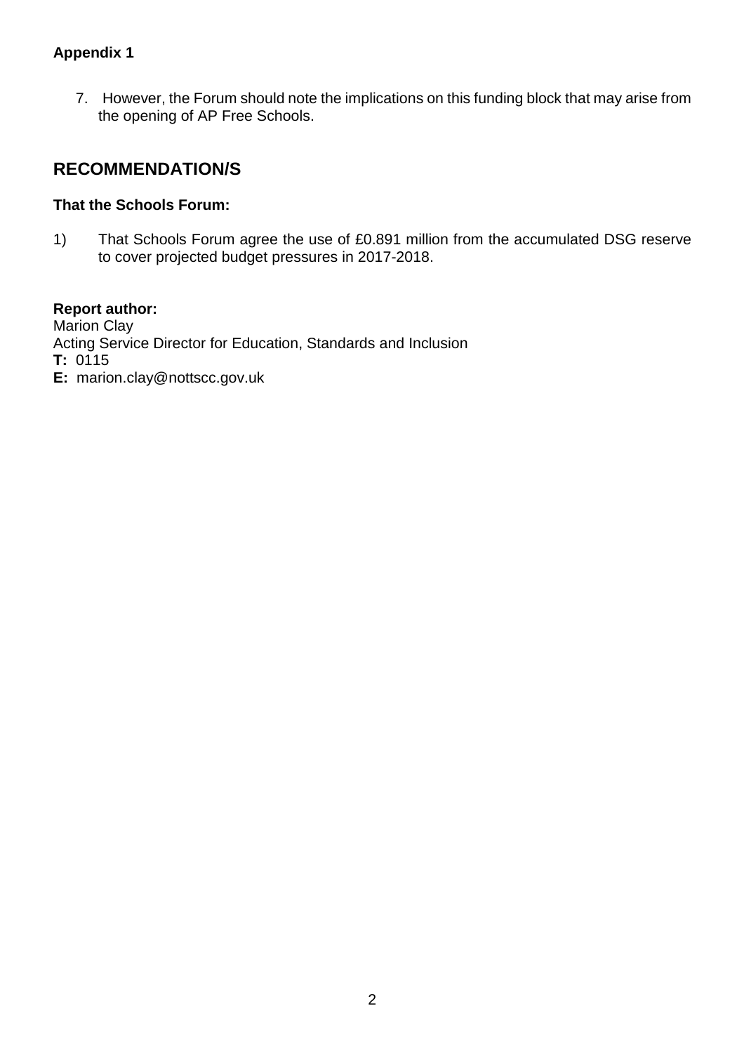**Appendix 1**

7. However, the Forum should note the implications on this funding block that may arise from the opening of AP Free Schools.

## RECOMMENDATION/S

**That the Schools Forum:**

1) That Schools Forum agree the use of £0.891 million from the accumulated DSG reserve to cover projected budget pressures in 2017-2018.

**Report author:**
Marion Clay
Acting Service Director for Education, Standards and Inclusion
**T:** 0115
**E:** marion.clay@nottscc.gov.uk